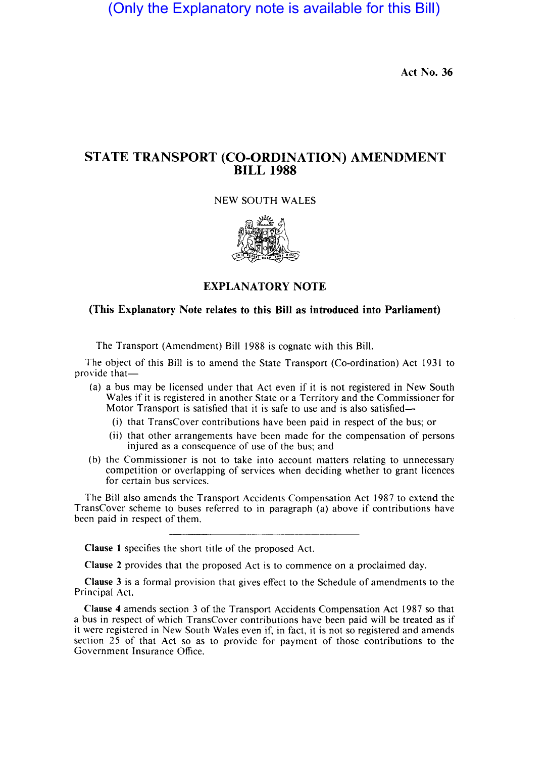(Only the Explanatory note is available for this Bill)

Act No. 36

# STATE TRANSPORT (CO-ORDINATION) AMENDMENT BILL 1988

NEW SOUTH WALES

## EXPLANATORY NOTE

**(This Explanatory Note relates to this Bill as introduced into Parliament)**

The Transport (Amendment) Bill 1988 is cognate with this Bill.

The object of this Bill is to amend the State Transport (Co-ordination) Act 1931 to provide that—

(a) a bus may be licensed under that Act even if it is not registered in New South Wales if it is registered in another State or a Territory and the Commissioner for Motor Transport is satisfied that it is safe to use and is also satisfied—
  - (i) that TransCover contributions have been paid in respect of the bus; or
  - (ii) that other arrangements have been made for the compensation of persons injured as a consequence of use of the bus; and

(b) the Commissioner is not to take into account matters relating to unnecessary competition or overlapping of services when deciding whether to grant licences for certain bus services.

The Bill also amends the Transport Accidents Compensation Act 1987 to extend the TransCover scheme to buses referred to in paragraph (a) above if contributions have been paid in respect of them.

---

**Clause 1** specifies the short title of the proposed Act.

**Clause 2** provides that the proposed Act is to commence on a proclaimed day.

**Clause 3** is a formal provision that gives effect to the Schedule of amendments to the Principal Act.

**Clause 4** amends section 3 of the Transport Accidents Compensation Act 1987 so that a bus in respect of which TransCover contributions have been paid will be treated as if it were registered in New South Wales even if, in fact, it is not so registered and amends section 25 of that Act so as to provide for payment of those contributions to the Government Insurance Office.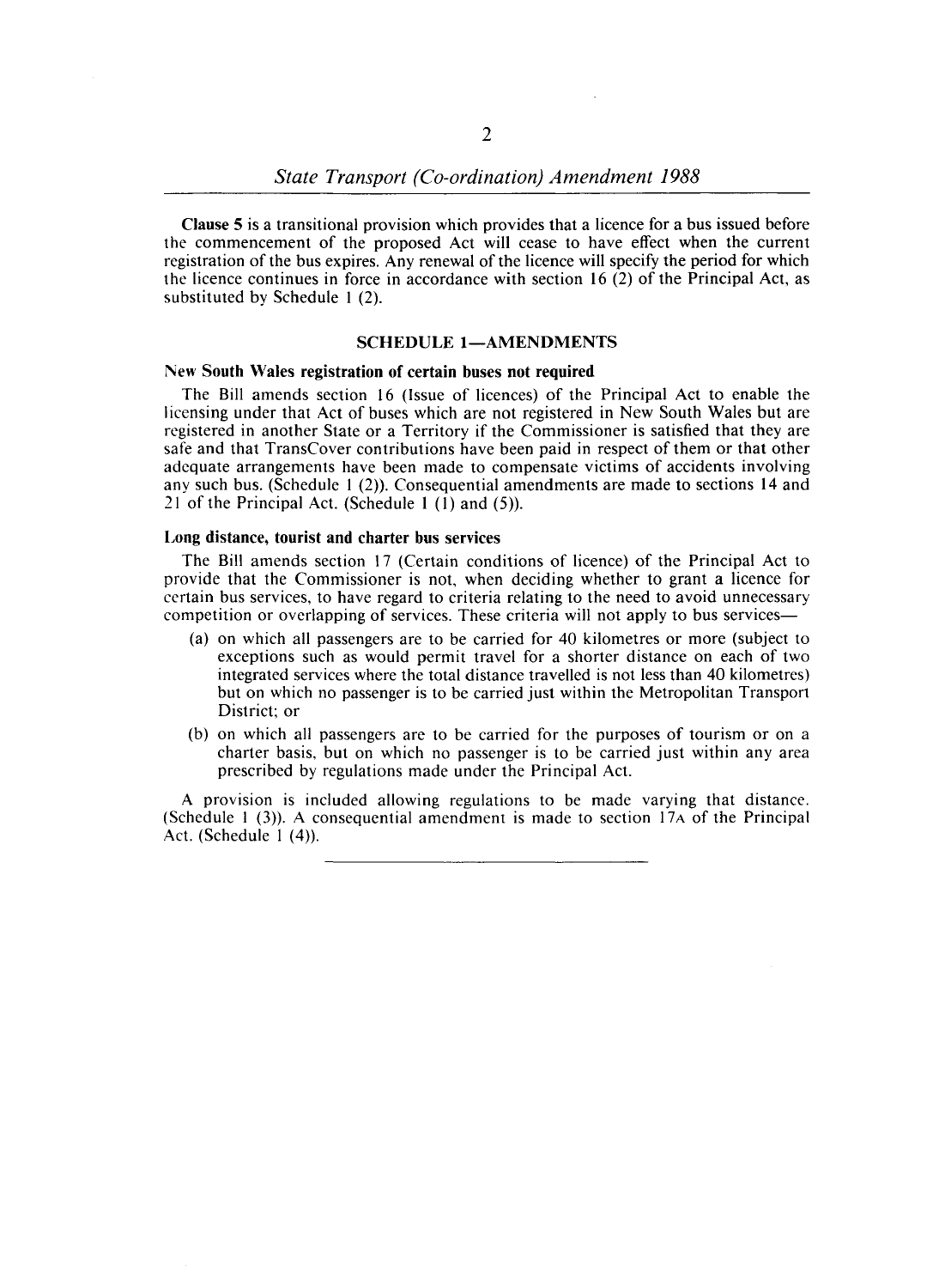**Clause 5** is a transitional provision which provides that a licence for a bus issued before the commencement of the proposed Act will cease to have effect when the current registration of the bus expires. Any renewal of the licence will specify the period for which the licence continues in force in accordance with section 16 (2) of the Principal Act, as substituted by Schedule 1 (2).

## SCHEDULE 1—AMENDMENTS

### New South Wales registration of certain buses not required

The Bill amends section 16 (Issue of licences) of the Principal Act to enable the licensing under that Act of buses which are not registered in New South Wales but are registered in another State or a Territory if the Commissioner is satisfied that they are safe and that TransCover contributions have been paid in respect of them or that other adequate arrangements have been made to compensate victims of accidents involving any such bus. (Schedule 1 (2)). Consequential amendments are made to sections 14 and 21 of the Principal Act. (Schedule 1 (1) and (5)).

### Long distance, tourist and charter bus services

The Bill amends section 17 (Certain conditions of licence) of the Principal Act to provide that the Commissioner is not, when deciding whether to grant a licence for certain bus services, to have regard to criteria relating to the need to avoid unnecessary competition or overlapping of services. These criteria will not apply to bus services—

(a) on which all passengers are to be carried for 40 kilometres or more (subject to exceptions such as would permit travel for a shorter distance on each of two integrated services where the total distance travelled is not less than 40 kilometres) but on which no passenger is to be carried just within the Metropolitan Transport District; or

(b) on which all passengers are to be carried for the purposes of tourism or on a charter basis, but on which no passenger is to be carried just within any area prescribed by regulations made under the Principal Act.

A provision is included allowing regulations to be made varying that distance. (Schedule 1 (3)). A consequential amendment is made to section 17A of the Principal Act. (Schedule 1 (4)).